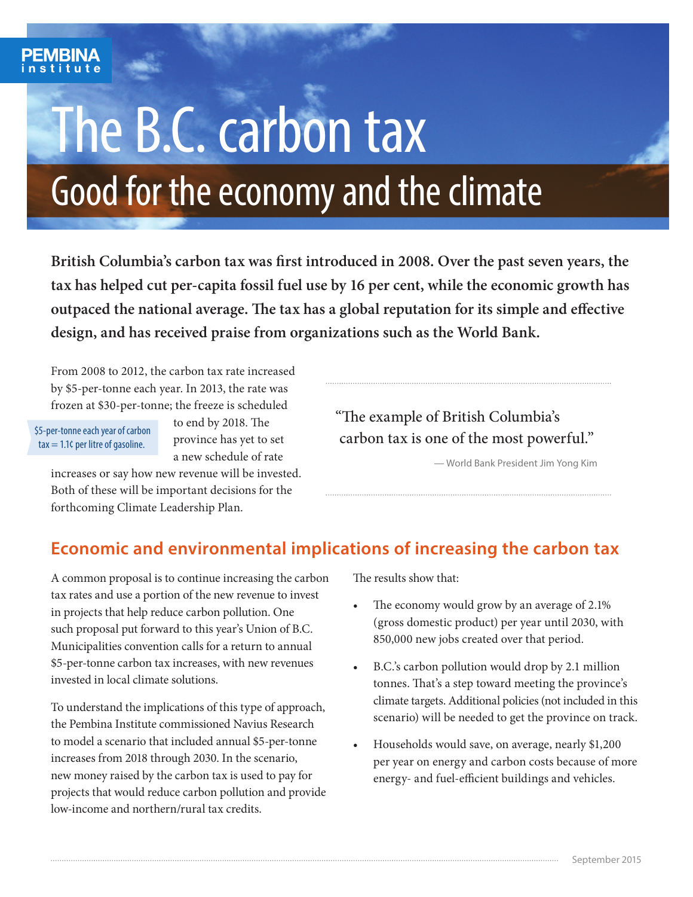PEMBINA institute

# The B.C. carbon tax

## Good for the economy and the climate

**British Columbia's carbon tax was first introduced in 2008. Over the past seven years, the tax has helped cut per-capita fossil fuel use by 16 per cent, while the economic growth has outpaced the national average. The tax has a global reputation for its simple and effective design, and has received praise from organizations such as the World Bank.**

From 2008 to 2012, the carbon tax rate increased by $5-per-tonne each year. In 2013, the rate was frozen at $30-per-tonne; the freeze is scheduled to end by 2018. The province has yet to set a new schedule of rate increases or say how new revenue will be invested. Both of these will be important decisions for the forthcoming Climate Leadership Plan.

$5-per-tonne each year of carbon tax = 1.1¢ per litre of gasoline.

> "The example of British Columbia's carbon tax is one of the most powerful."
>
> — World Bank President Jim Yong Kim

## Economic and environmental implications of increasing the carbon tax

A common proposal is to continue increasing the carbon tax rates and use a portion of the new revenue to invest in projects that help reduce carbon pollution. One such proposal put forward to this year's Union of B.C. Municipalities convention calls for a return to annual $5-per-tonne carbon tax increases, with new revenues invested in local climate solutions.

To understand the implications of this type of approach, the Pembina Institute commissioned Navius Research to model a scenario that included annual $5-per-tonne increases from 2018 through 2030. In the scenario, new money raised by the carbon tax is used to pay for projects that would reduce carbon pollution and provide low-income and northern/rural tax credits.

The results show that:

- The economy would grow by an average of 2.1% (gross domestic product) per year until 2030, with 850,000 new jobs created over that period.
- B.C.'s carbon pollution would drop by 2.1 million tonnes. That's a step toward meeting the province's climate targets. Additional policies (not included in this scenario) will be needed to get the province on track.
- Households would save, on average, nearly $1,200 per year on energy and carbon costs because of more energy- and fuel-efficient buildings and vehicles.

September 2015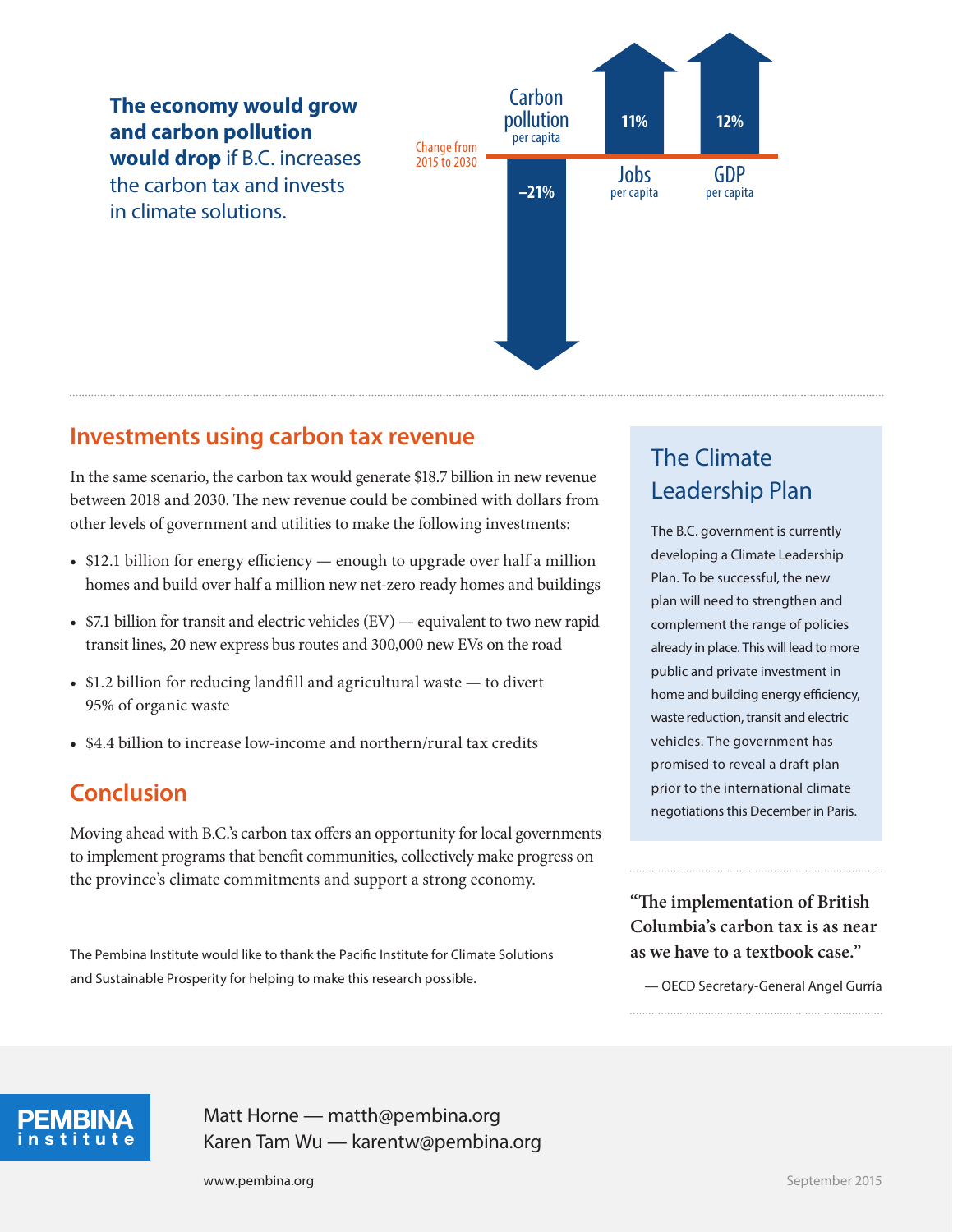**The economy would grow and carbon pollution would drop** if B.C. increases the carbon tax and invests in climate solutions.

Change from 2015 to 2030

Carbon pollution per capita
–21%

11%
Jobs per capita

12%
GDP per capita

## Investments using carbon tax revenue

In the same scenario, the carbon tax would generate $18.7 billion in new revenue between 2018 and 2030. The new revenue could be combined with dollars from other levels of government and utilities to make the following investments:

- $12.1 billion for energy efficiency — enough to upgrade over half a million homes and build over half a million new net-zero ready homes and buildings
- $7.1 billion for transit and electric vehicles (EV) — equivalent to two new rapid transit lines, 20 new express bus routes and 300,000 new EVs on the road
- $1.2 billion for reducing landfill and agricultural waste — to divert 95% of organic waste
- $4.4 billion to increase low-income and northern/rural tax credits

## Conclusion

Moving ahead with B.C.'s carbon tax offers an opportunity for local governments to implement programs that benefit communities, collectively make progress on the province's climate commitments and support a strong economy.

The Pembina Institute would like to thank the Pacific Institute for Climate Solutions and Sustainable Prosperity for helping to make this research possible.

## The Climate Leadership Plan

The B.C. government is currently developing a Climate Leadership Plan. To be successful, the new plan will need to strengthen and complement the range of policies already in place. This will lead to more public and private investment in home and building energy efficiency, waste reduction, transit and electric vehicles. The government has promised to reveal a draft plan prior to the international climate negotiations this December in Paris.

**"The implementation of British Columbia's carbon tax is as near as we have to a textbook case."**

— OECD Secretary-General Angel Gurría

PEMBINA institute

Matt Horne — matth@pembina.org
Karen Tam Wu — karentw@pembina.org

www.pembina.org

September 2015